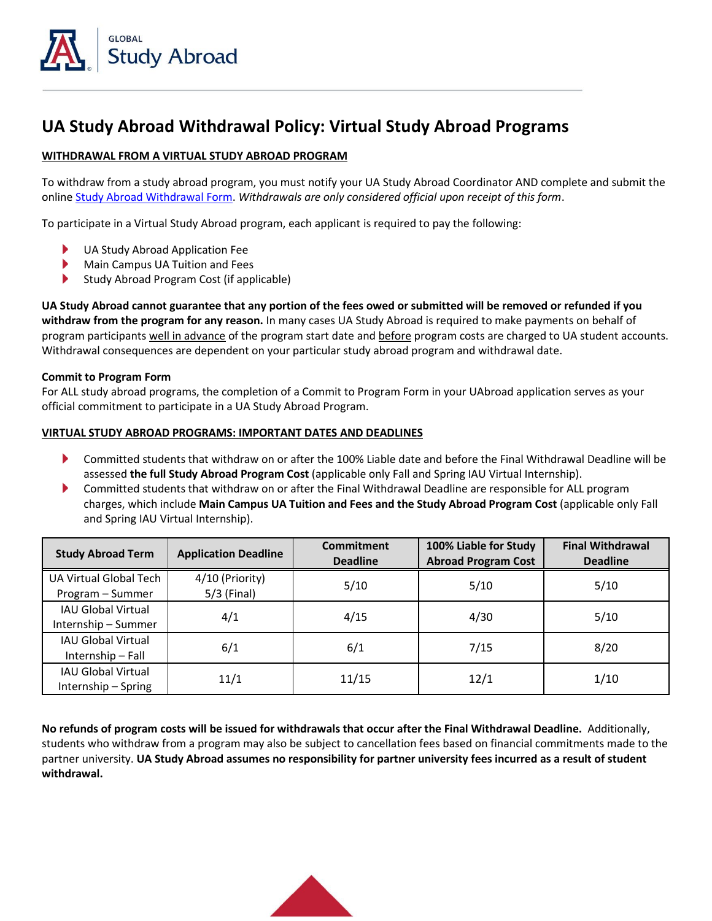# UA Study Abroad Withdrawal Policy: Virtual Study Abroad Programs

## WITHDRAWAL FROM A VIRTUAL STUDY ABROAD PROGRAM

To withdraw from a study abroad program, you must notify your UA Study Abroad Coordinator AND complete and submit the online Study Abroad Withdrawal Form. *Withdrawals are only considered official upon receipt of this form*.

To participate in a Virtual Study Abroad program, each applicant is required to pay the following:

- UA Study Abroad Application Fee
- Main Campus UA Tuition and Fees
- Study Abroad Program Cost (if applicable)

**UA Study Abroad cannot guarantee that any portion of the fees owed or submitted will be removed or refunded if you withdraw from the program for any reason.** In many cases UA Study Abroad is required to make payments on behalf of program participants well in advance of the program start date and before program costs are charged to UA student accounts. Withdrawal consequences are dependent on your particular study abroad program and withdrawal date.

**Commit to Program Form**

For ALL study abroad programs, the completion of a Commit to Program Form in your UAbroad application serves as your official commitment to participate in a UA Study Abroad Program.

## VIRTUAL STUDY ABROAD PROGRAMS: IMPORTANT DATES AND DEADLINES

- Committed students that withdraw on or after the 100% Liable date and before the Final Withdrawal Deadline will be assessed **the full Study Abroad Program Cost** (applicable only Fall and Spring IAU Virtual Internship).
- Committed students that withdraw on or after the Final Withdrawal Deadline are responsible for ALL program charges, which include **Main Campus UA Tuition and Fees and the Study Abroad Program Cost** (applicable only Fall and Spring IAU Virtual Internship).

| Study Abroad Term | Application Deadline | Commitment Deadline | 100% Liable for Study Abroad Program Cost | Final Withdrawal Deadline |
|---|---|---|---|---|
| UA Virtual Global Tech Program – Summer | 4/10 (Priority) 5/3 (Final) | 5/10 | 5/10 | 5/10 |
| IAU Global Virtual Internship – Summer | 4/1 | 4/15 | 4/30 | 5/10 |
| IAU Global Virtual Internship – Fall | 6/1 | 6/1 | 7/15 | 8/20 |
| IAU Global Virtual Internship – Spring | 11/1 | 11/15 | 12/1 | 1/10 |

**No refunds of program costs will be issued for withdrawals that occur after the Final Withdrawal Deadline.** Additionally, students who withdraw from a program may also be subject to cancellation fees based on financial commitments made to the partner university. **UA Study Abroad assumes no responsibility for partner university fees incurred as a result of student withdrawal.**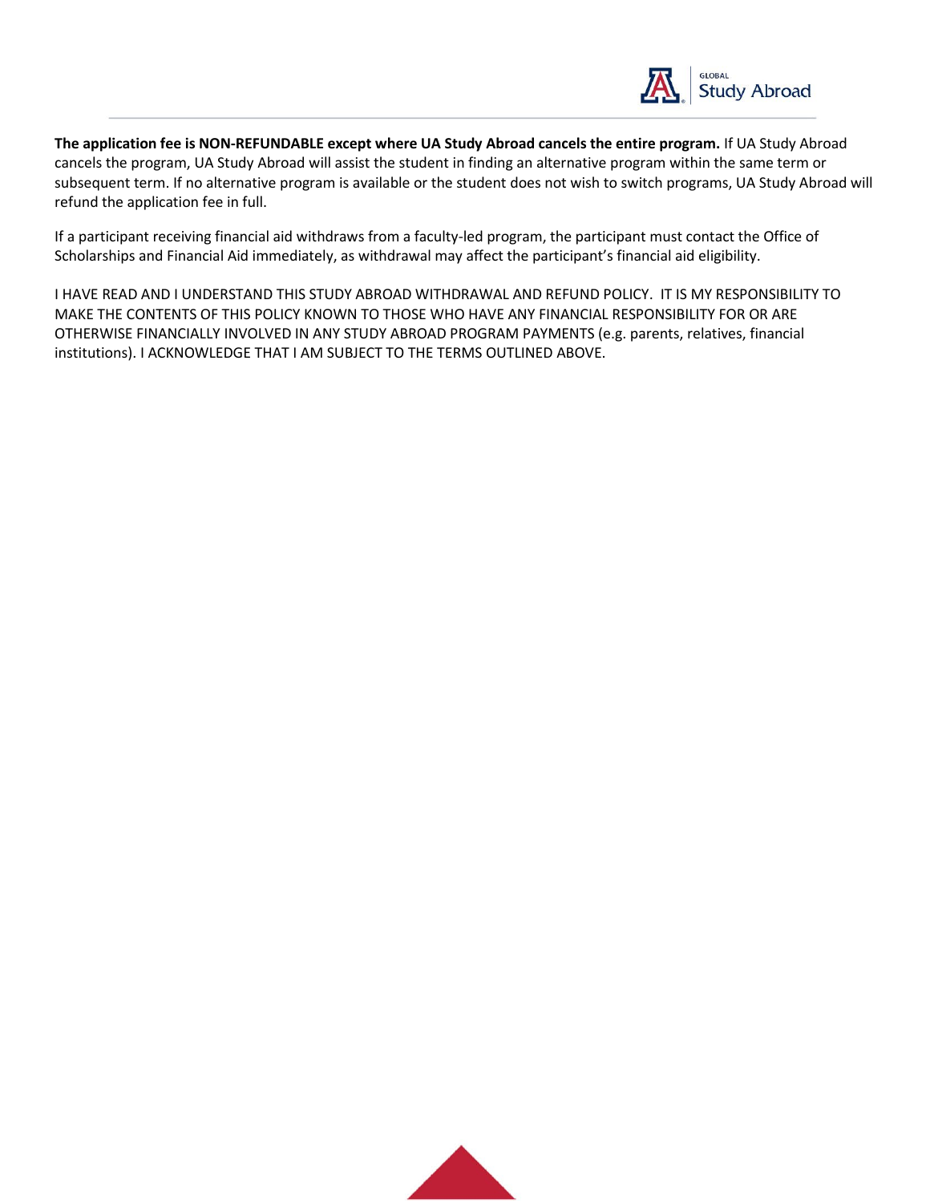**The application fee is NON-REFUNDABLE except where UA Study Abroad cancels the entire program.** If UA Study Abroad cancels the program, UA Study Abroad will assist the student in finding an alternative program within the same term or subsequent term. If no alternative program is available or the student does not wish to switch programs, UA Study Abroad will refund the application fee in full.

If a participant receiving financial aid withdraws from a faculty-led program, the participant must contact the Office of Scholarships and Financial Aid immediately, as withdrawal may affect the participant's financial aid eligibility.

I HAVE READ AND I UNDERSTAND THIS STUDY ABROAD WITHDRAWAL AND REFUND POLICY. IT IS MY RESPONSIBILITY TO MAKE THE CONTENTS OF THIS POLICY KNOWN TO THOSE WHO HAVE ANY FINANCIAL RESPONSIBILITY FOR OR ARE OTHERWISE FINANCIALLY INVOLVED IN ANY STUDY ABROAD PROGRAM PAYMENTS (e.g. parents, relatives, financial institutions). I ACKNOWLEDGE THAT I AM SUBJECT TO THE TERMS OUTLINED ABOVE.